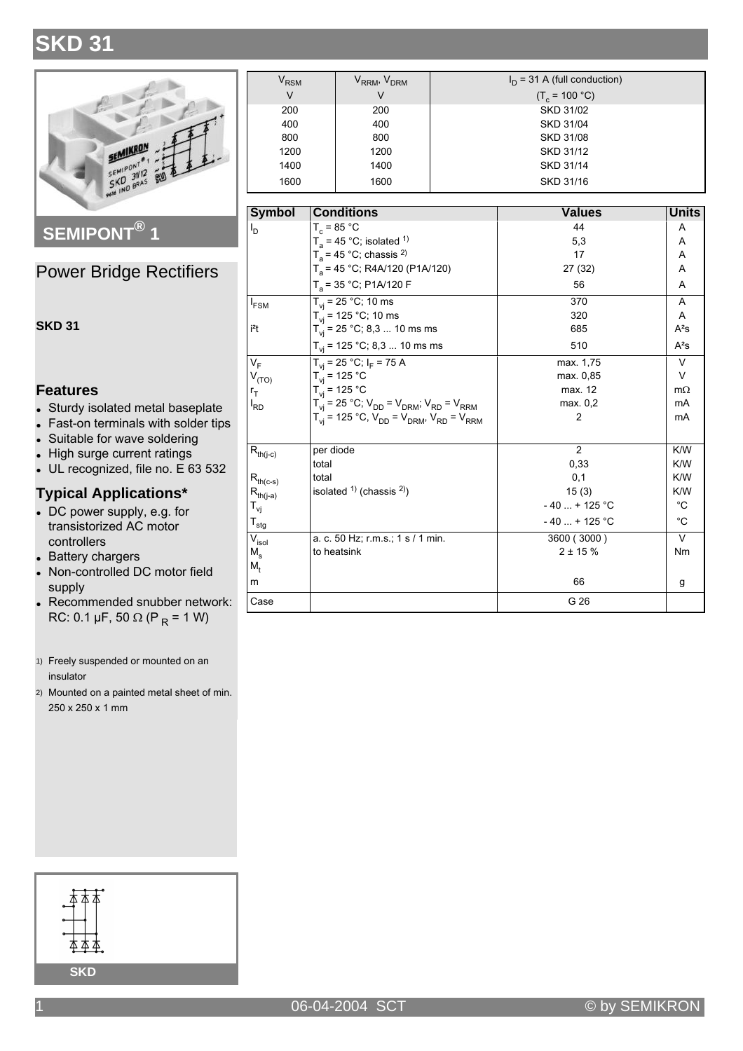# SKD 31

## SEMIPONT® 1

## Power Bridge Rectifiers

**SKD 31**

### Features

- Sturdy isolated metal baseplate
- Fast-on terminals with solder tips
- Suitable for wave soldering
- High surge current ratings
- UL recognized, file no. E 63 532

### Typical Applications*

- DC power supply, e.g. for transistorized AC motor controllers
- Battery chargers
- Non-controlled DC motor field supply
- Recommended snubber network: RC: 0.1 µF, 50 Ω ($P_R$ = 1 W)

1) Freely suspended or mounted on an insulator

2) Mounted on a painted metal sheet of min. 250 x 250 x 1 mm

| $V_{RSM}$ | $V_{RRM}$, $V_{DRM}$ | $I_D$ = 31 A (full conduction) |
|---|---|---|
| V | V | ($T_c$ = 100 °C) |
| 200 | 200 | SKD 31/02 |
| 400 | 400 | SKD 31/04 |
| 800 | 800 | SKD 31/08 |
| 1200 | 1200 | SKD 31/12 |
| 1400 | 1400 | SKD 31/14 |
| 1600 | 1600 | SKD 31/16 |

| Symbol | Conditions | Values | Units |
|---|---|---|---|
| $I_D$ | $T_c$ = 85 °C | 44 | A |
| | $T_a$ = 45 °C; isolated [1] | 5,3 | A |
| | $T_a$ = 45 °C; chassis [2] | 17 | A |
| | $T_a$ = 45 °C; R4A/120 (P1A/120) | 27 (32) | A |
| | $T_a$ = 35 °C; P1A/120 F | 56 | A |
| $I_{FSM}$ | $T_{vj}$ = 25 °C; 10 ms | 370 | A |
| | $T_{vj}$ = 125 °C; 10 ms | 320 | A |
| i²t | $T_{vj}$ = 25 °C; 8,3 ... 10 ms ms | 685 | A²s |
| | $T_{vj}$ = 125 °C; 8,3 ... 10 ms ms | 510 | A²s |
| $V_F$ | $T_{vj}$ = 25 °C; $I_F$ = 75 A | max. 1,75 | V |
| $V_{(TO)}$ | $T_{vj}$ = 125 °C | max. 0,85 | V |
| $r_T$ | $T_{vj}$ = 125 °C | max. 12 | mΩ |
| $I_{RD}$ | $T_{vj}$ = 25 °C; $V_{DD}$ = $V_{DRM}$; $V_{RD}$ = $V_{RRM}$ | max. 0,2 | mA |
| | $T_{vj}$ = 125 °C, $V_{DD}$ = $V_{DRM}$, $V_{RD}$ = $V_{RRM}$ | 2 | mA |
| $R_{th(j-c)}$ | per diode | 2 | K/W |
| | total | 0,33 | K/W |
| $R_{th(c-s)}$ | total | 0,1 | K/W |
| $R_{th(j-a)}$ | isolated [1] (chassis [2]) | 15 (3) | K/W |
| $T_{vj}$ | | - 40 ... + 125 °C | °C |
| $T_{stg}$ | | - 40 ... + 125 °C | °C |
| $V_{isol}$ | a. c. 50 Hz; r.m.s.; 1 s / 1 min. | 3600 ( 3000 ) | V |
| $M_s$ | to heatsink | 2 ± 15 % | Nm |
| $M_t$ | | | |
| m | | 66 | g |
| Case | | G 26 | |

SKD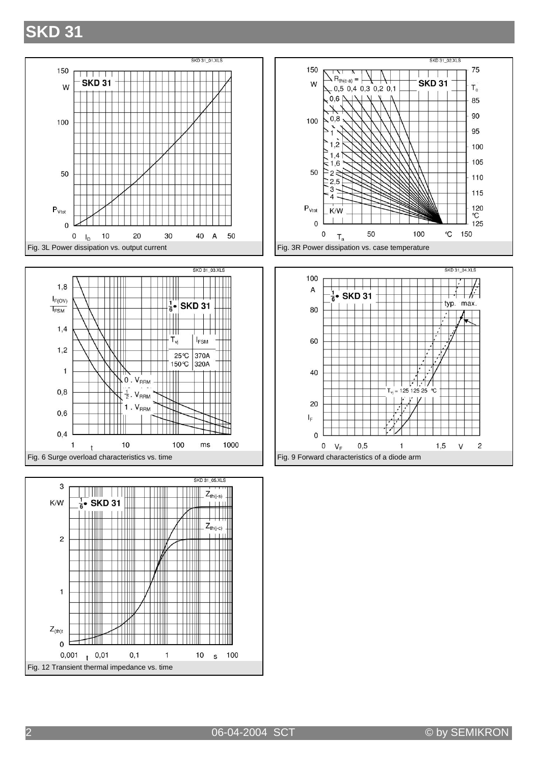# SKD 31

Fig. 3L Power dissipation vs. output current

Fig. 3R Power dissipation vs. case temperature

Fig. 6 Surge overload characteristics vs. time

| $T_{vj}$ | $I_{FSM}$ |
|---|---|
| 25°C | 370A |
| 150°C | 320A |

Fig. 9 Forward characteristics of a diode arm

Fig. 12 Transient thermal impedance vs. time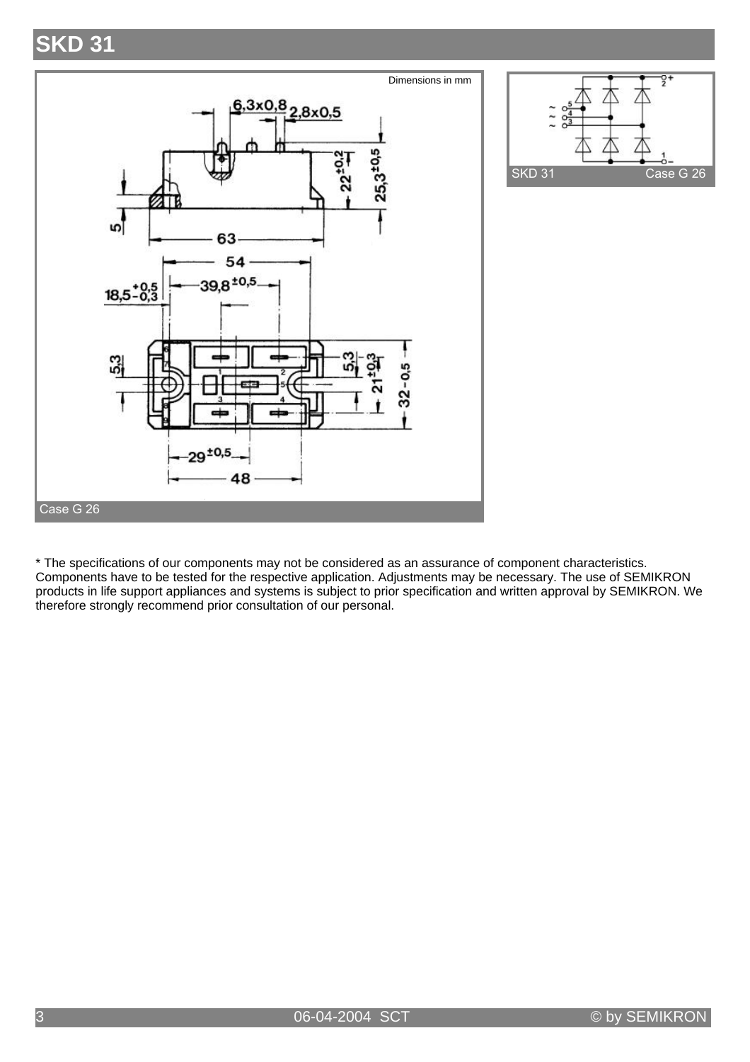# SKD 31

Dimensions in mm

6,3x0,8

2,8x0,5

22±0,2

25,3±0,5

5

63

54

18,5 +0,5 -0,3

39,8±0,5

5,3

5,3

21±0,3

32-0,5

29±0,5

48

Case G 26

SKD 31

Case G 26

\* The specifications of our components may not be considered as an assurance of component characteristics. Components have to be tested for the respective application. Adjustments may be necessary. The use of SEMIKRON products in life support appliances and systems is subject to prior specification and written approval by SEMIKRON. We therefore strongly recommend prior consultation of our personal.